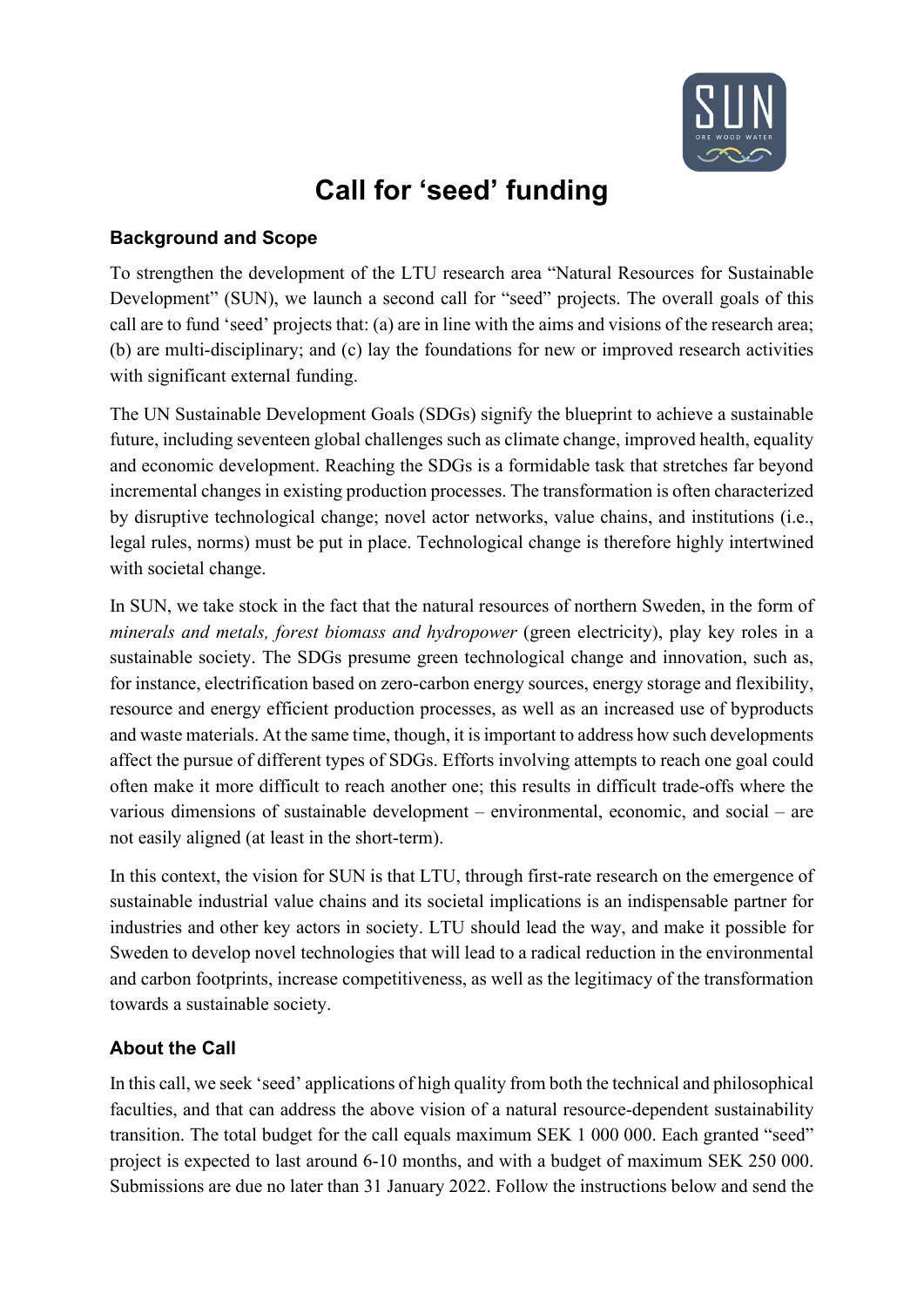# Call for 'seed' funding

## Background and Scope

To strengthen the development of the LTU research area "Natural Resources for Sustainable Development" (SUN), we launch a second call for "seed" projects. The overall goals of this call are to fund 'seed' projects that: (a) are in line with the aims and visions of the research area; (b) are multi-disciplinary; and (c) lay the foundations for new or improved research activities with significant external funding.

The UN Sustainable Development Goals (SDGs) signify the blueprint to achieve a sustainable future, including seventeen global challenges such as climate change, improved health, equality and economic development. Reaching the SDGs is a formidable task that stretches far beyond incremental changes in existing production processes. The transformation is often characterized by disruptive technological change; novel actor networks, value chains, and institutions (i.e., legal rules, norms) must be put in place. Technological change is therefore highly intertwined with societal change.

In SUN, we take stock in the fact that the natural resources of northern Sweden, in the form of *minerals and metals, forest biomass and hydropower* (green electricity), play key roles in a sustainable society. The SDGs presume green technological change and innovation, such as, for instance, electrification based on zero-carbon energy sources, energy storage and flexibility, resource and energy efficient production processes, as well as an increased use of byproducts and waste materials. At the same time, though, it is important to address how such developments affect the pursue of different types of SDGs. Efforts involving attempts to reach one goal could often make it more difficult to reach another one; this results in difficult trade-offs where the various dimensions of sustainable development – environmental, economic, and social – are not easily aligned (at least in the short-term).

In this context, the vision for SUN is that LTU, through first-rate research on the emergence of sustainable industrial value chains and its societal implications is an indispensable partner for industries and other key actors in society. LTU should lead the way, and make it possible for Sweden to develop novel technologies that will lead to a radical reduction in the environmental and carbon footprints, increase competitiveness, as well as the legitimacy of the transformation towards a sustainable society.

## About the Call

In this call, we seek 'seed' applications of high quality from both the technical and philosophical faculties, and that can address the above vision of a natural resource-dependent sustainability transition. The total budget for the call equals maximum SEK 1 000 000. Each granted "seed" project is expected to last around 6-10 months, and with a budget of maximum SEK 250 000. Submissions are due no later than 31 January 2022. Follow the instructions below and send the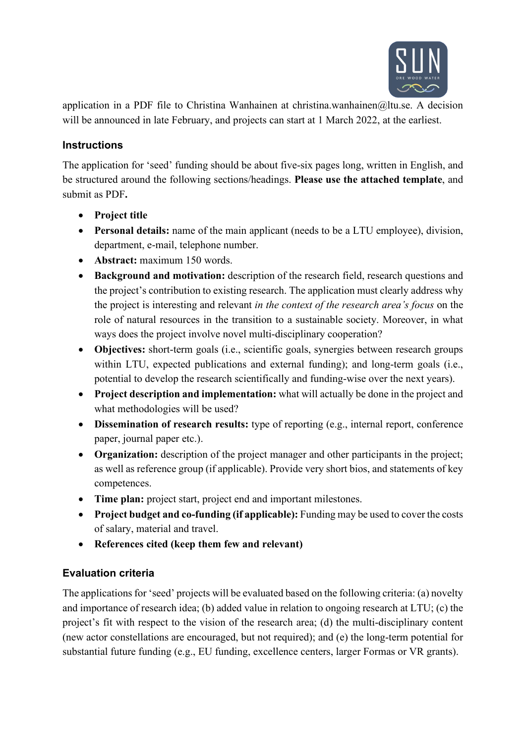application in a PDF file to Christina Wanhainen at christina.wanhainen@ltu.se. A decision will be announced in late February, and projects can start at 1 March 2022, at the earliest.

### Instructions

The application for 'seed' funding should be about five-six pages long, written in English, and be structured around the following sections/headings. **Please use the attached template**, and submit as PDF**.**

- **Project title**
- **Personal details:** name of the main applicant (needs to be a LTU employee), division, department, e-mail, telephone number.
- **Abstract:** maximum 150 words.
- **Background and motivation:** description of the research field, research questions and the project's contribution to existing research. The application must clearly address why the project is interesting and relevant *in the context of the research area's focus* on the role of natural resources in the transition to a sustainable society. Moreover, in what ways does the project involve novel multi-disciplinary cooperation?
- **Objectives:** short-term goals (i.e., scientific goals, synergies between research groups within LTU, expected publications and external funding); and long-term goals (i.e., potential to develop the research scientifically and funding-wise over the next years).
- **Project description and implementation:** what will actually be done in the project and what methodologies will be used?
- **Dissemination of research results:** type of reporting (e.g., internal report, conference paper, journal paper etc.).
- **Organization:** description of the project manager and other participants in the project; as well as reference group (if applicable). Provide very short bios, and statements of key competences.
- **Time plan:** project start, project end and important milestones.
- **Project budget and co-funding (if applicable):** Funding may be used to cover the costs of salary, material and travel.
- **References cited (keep them few and relevant)**

### Evaluation criteria

The applications for 'seed' projects will be evaluated based on the following criteria: (a) novelty and importance of research idea; (b) added value in relation to ongoing research at LTU; (c) the project's fit with respect to the vision of the research area; (d) the multi-disciplinary content (new actor constellations are encouraged, but not required); and (e) the long-term potential for substantial future funding (e.g., EU funding, excellence centers, larger Formas or VR grants).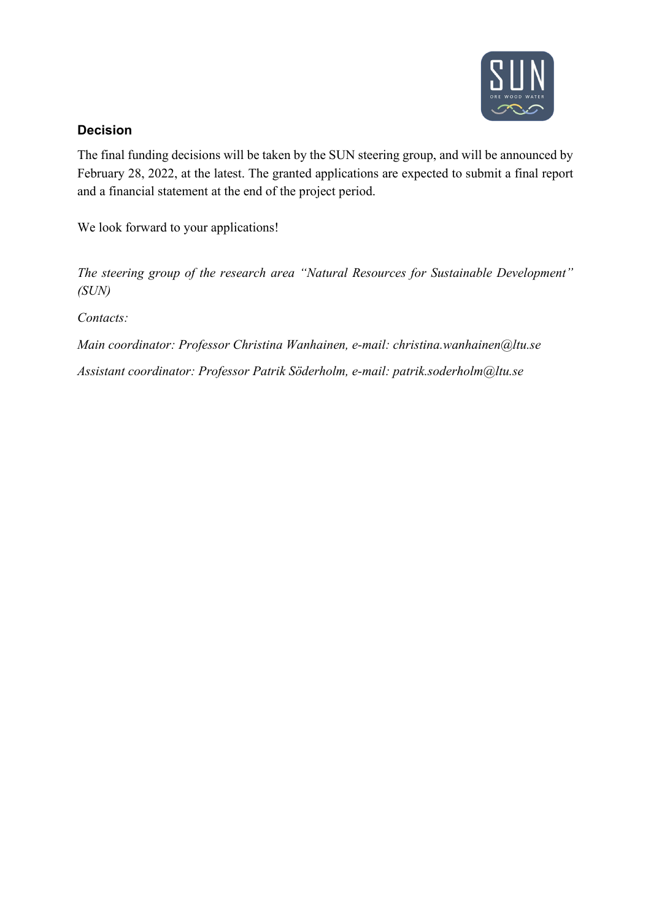## Decision

The final funding decisions will be taken by the SUN steering group, and will be announced by February 28, 2022, at the latest. The granted applications are expected to submit a final report and a financial statement at the end of the project period.

We look forward to your applications!

*The steering group of the research area "Natural Resources for Sustainable Development" (SUN)*

*Contacts:*

*Main coordinator: Professor Christina Wanhainen, e-mail: christina.wanhainen@ltu.se*

*Assistant coordinator: Professor Patrik Söderholm, e-mail: patrik.soderholm@ltu.se*